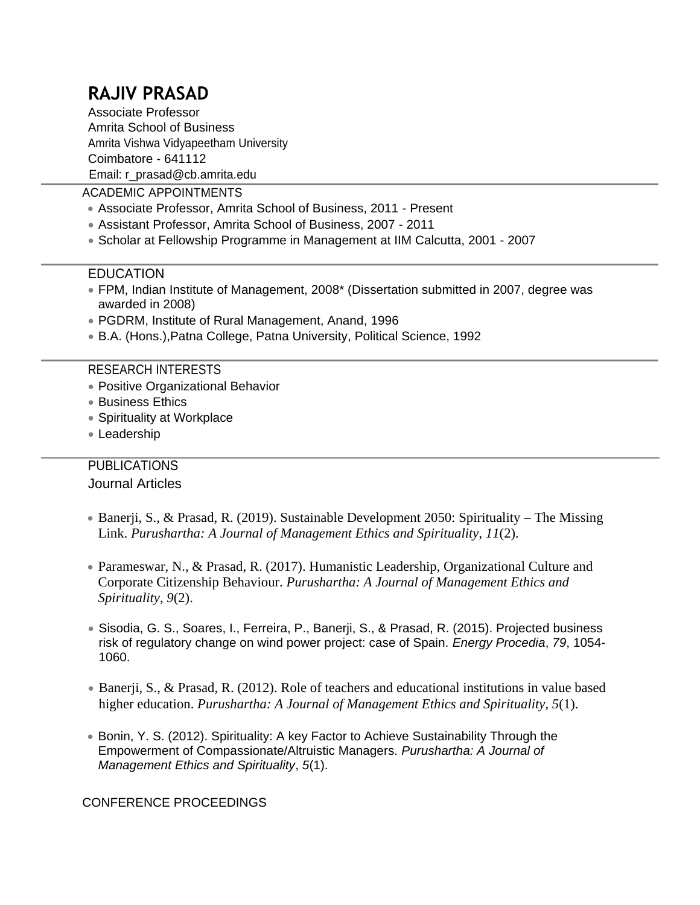# RAJIV PRASAD

Associate Professor
Amrita School of Business
Amrita Vishwa Vidyapeetham University
Coimbatore - 641112
Email: r_prasad@cb.amrita.edu

---

## ACADEMIC APPOINTMENTS

- Associate Professor, Amrita School of Business, 2011 - Present
- Assistant Professor, Amrita School of Business, 2007 - 2011
- Scholar at Fellowship Programme in Management at IIM Calcutta, 2001 - 2007

---

## EDUCATION

- FPM, Indian Institute of Management, 2008* (Dissertation submitted in 2007, degree was awarded in 2008)
- PGDRM, Institute of Rural Management, Anand, 1996
- B.A. (Hons.),Patna College, Patna University, Political Science, 1992

---

## RESEARCH INTERESTS

- Positive Organizational Behavior
- Business Ethics
- Spirituality at Workplace
- Leadership

---

## PUBLICATIONS

### Journal Articles

- Banerji, S., & Prasad, R. (2019). Sustainable Development 2050: Spirituality – The Missing Link. *Purushartha: A Journal of Management Ethics and Spirituality, 11*(2).

- Parameswar, N., & Prasad, R. (2017). Humanistic Leadership, Organizational Culture and Corporate Citizenship Behaviour. *Purushartha: A Journal of Management Ethics and Spirituality*, *9*(2).

- Sisodia, G. S., Soares, I., Ferreira, P., Banerji, S., & Prasad, R. (2015). Projected business risk of regulatory change on wind power project: case of Spain. *Energy Procedia*, *79*, 1054-1060.

- Banerji, S., & Prasad, R. (2012). Role of teachers and educational institutions in value based higher education. *Purushartha: A Journal of Management Ethics and Spirituality*, *5*(1).

- Bonin, Y. S. (2012). Spirituality: A key Factor to Achieve Sustainability Through the Empowerment of Compassionate/Altruistic Managers. *Purushartha: A Journal of Management Ethics and Spirituality*, *5*(1).

### CONFERENCE PROCEEDINGS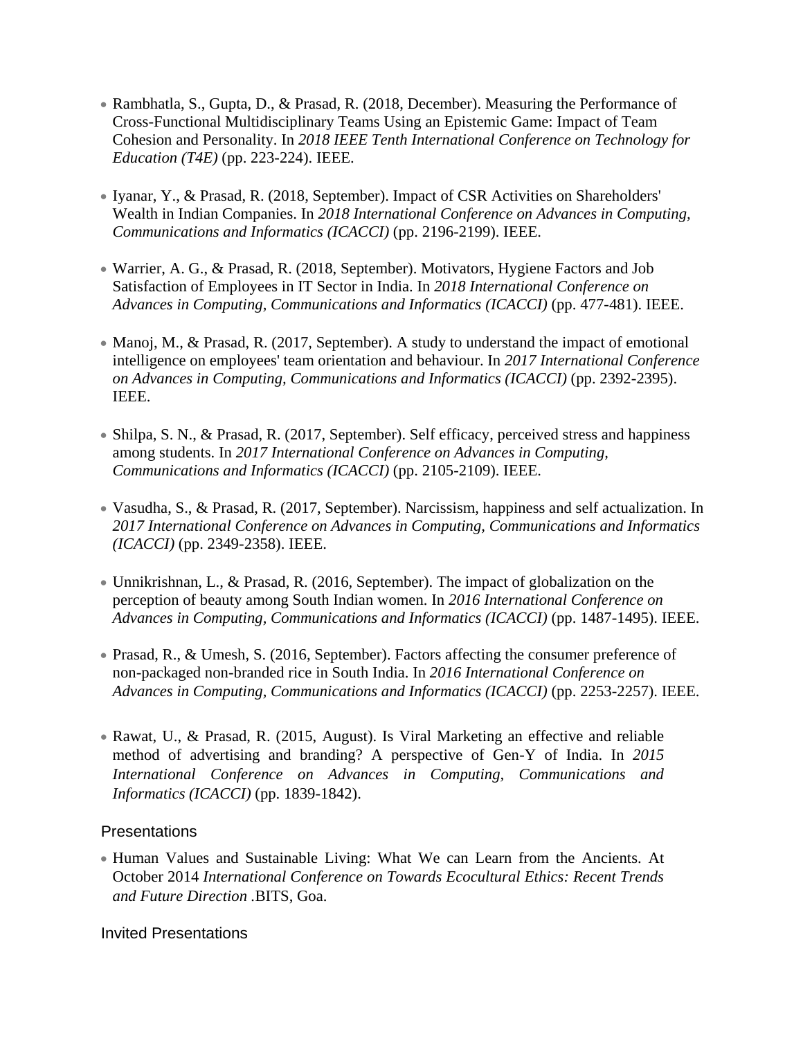- Rambhatla, S., Gupta, D., & Prasad, R. (2018, December). Measuring the Performance of Cross-Functional Multidisciplinary Teams Using an Epistemic Game: Impact of Team Cohesion and Personality. In *2018 IEEE Tenth International Conference on Technology for Education (T4E)* (pp. 223-224). IEEE.

- Iyanar, Y., & Prasad, R. (2018, September). Impact of CSR Activities on Shareholders' Wealth in Indian Companies. In *2018 International Conference on Advances in Computing, Communications and Informatics (ICACCI)* (pp. 2196-2199). IEEE.

- Warrier, A. G., & Prasad, R. (2018, September). Motivators, Hygiene Factors and Job Satisfaction of Employees in IT Sector in India. In *2018 International Conference on Advances in Computing, Communications and Informatics (ICACCI)* (pp. 477-481). IEEE.

- Manoj, M., & Prasad, R. (2017, September). A study to understand the impact of emotional intelligence on employees' team orientation and behaviour. In *2017 International Conference on Advances in Computing, Communications and Informatics (ICACCI)* (pp. 2392-2395). IEEE.

- Shilpa, S. N., & Prasad, R. (2017, September). Self efficacy, perceived stress and happiness among students. In *2017 International Conference on Advances in Computing, Communications and Informatics (ICACCI)* (pp. 2105-2109). IEEE.

- Vasudha, S., & Prasad, R. (2017, September). Narcissism, happiness and self actualization. In *2017 International Conference on Advances in Computing, Communications and Informatics (ICACCI)* (pp. 2349-2358). IEEE.

- Unnikrishnan, L., & Prasad, R. (2016, September). The impact of globalization on the perception of beauty among South Indian women. In *2016 International Conference on Advances in Computing, Communications and Informatics (ICACCI)* (pp. 1487-1495). IEEE.

- Prasad, R., & Umesh, S. (2016, September). Factors affecting the consumer preference of non-packaged non-branded rice in South India. In *2016 International Conference on Advances in Computing, Communications and Informatics (ICACCI)* (pp. 2253-2257). IEEE.

- Rawat, U., & Prasad, R. (2015, August). Is Viral Marketing an effective and reliable method of advertising and branding? A perspective of Gen-Y of India. In *2015 International Conference on Advances in Computing, Communications and Informatics (ICACCI)* (pp. 1839-1842).

## Presentations

- Human Values and Sustainable Living: What We can Learn from the Ancients. At October 2014 *International Conference on Towards Ecocultural Ethics: Recent Trends and Future Direction* .BITS, Goa.

## Invited Presentations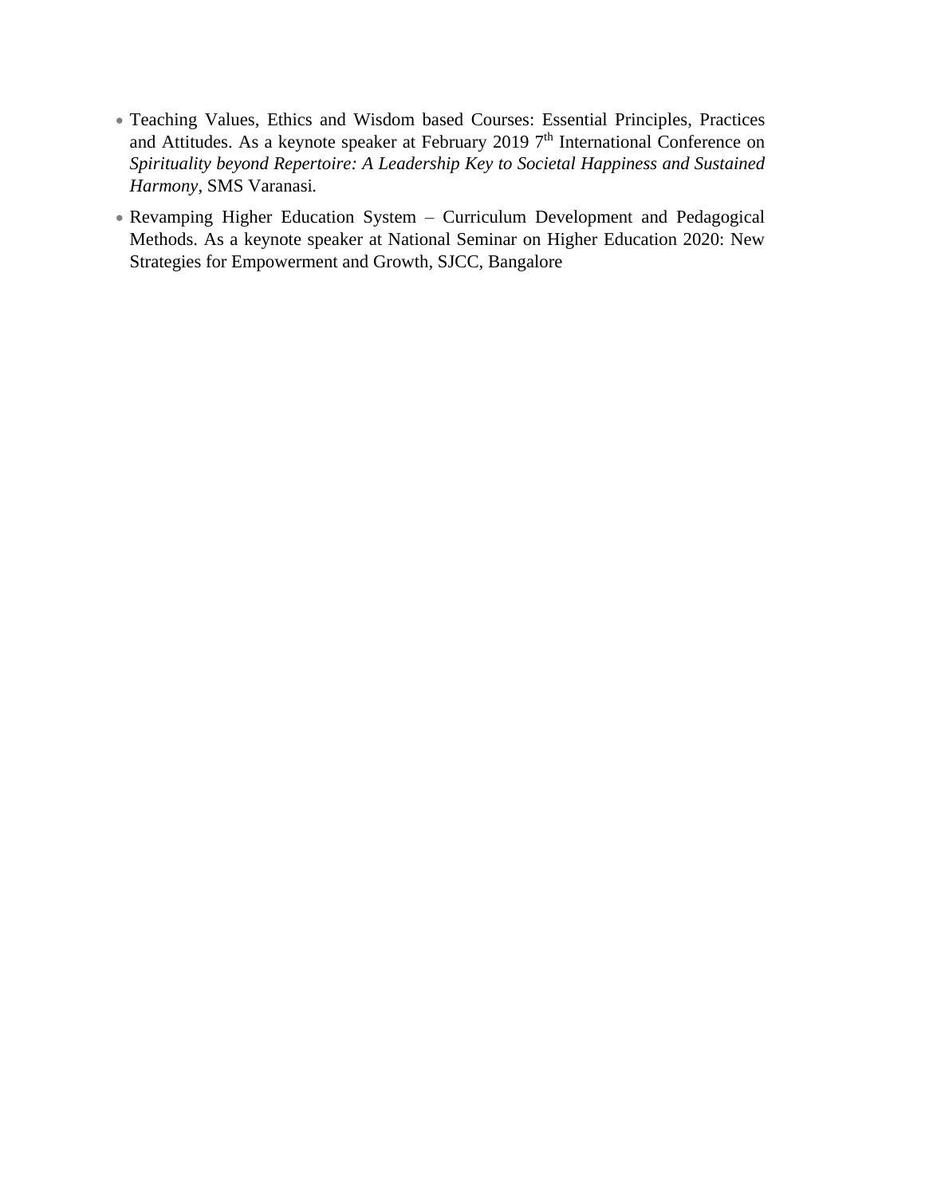- Teaching Values, Ethics and Wisdom based Courses: Essential Principles, Practices and Attitudes. As a keynote speaker at February 2019 7th International Conference on *Spirituality beyond Repertoire: A Leadership Key to Societal Happiness and Sustained Harmony*, SMS Varanasi.
- Revamping Higher Education System – Curriculum Development and Pedagogical Methods. As a keynote speaker at National Seminar on Higher Education 2020: New Strategies for Empowerment and Growth, SJCC, Bangalore